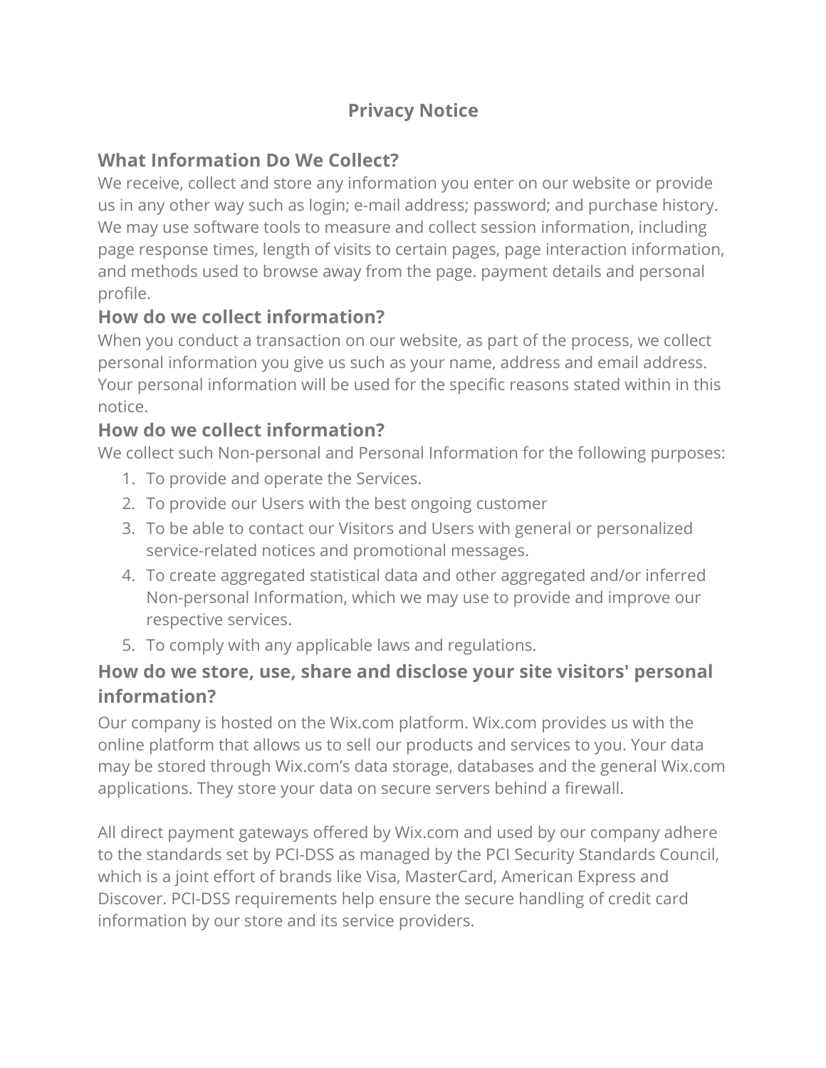# Privacy Notice

## What Information Do We Collect?

We receive, collect and store any information you enter on our website or provide us in any other way such as login; e-mail address; password; and purchase history. We may use software tools to measure and collect session information, including page response times, length of visits to certain pages, page interaction information, and methods used to browse away from the page. payment details and personal profile.

## How do we collect information?

When you conduct a transaction on our website, as part of the process, we collect personal information you give us such as your name, address and email address. Your personal information will be used for the specific reasons stated within in this notice.

## How do we collect information?

We collect such Non-personal and Personal Information for the following purposes:

1. To provide and operate the Services.
2. To provide our Users with the best ongoing customer
3. To be able to contact our Visitors and Users with general or personalized service-related notices and promotional messages.
4. To create aggregated statistical data and other aggregated and/or inferred Non-personal Information, which we may use to provide and improve our respective services.
5. To comply with any applicable laws and regulations.

## How do we store, use, share and disclose your site visitors' personal information?

Our company is hosted on the Wix.com platform. Wix.com provides us with the online platform that allows us to sell our products and services to you. Your data may be stored through Wix.com's data storage, databases and the general Wix.com applications. They store your data on secure servers behind a firewall.

All direct payment gateways offered by Wix.com and used by our company adhere to the standards set by PCI-DSS as managed by the PCI Security Standards Council, which is a joint effort of brands like Visa, MasterCard, American Express and Discover. PCI-DSS requirements help ensure the secure handling of credit card information by our store and its service providers.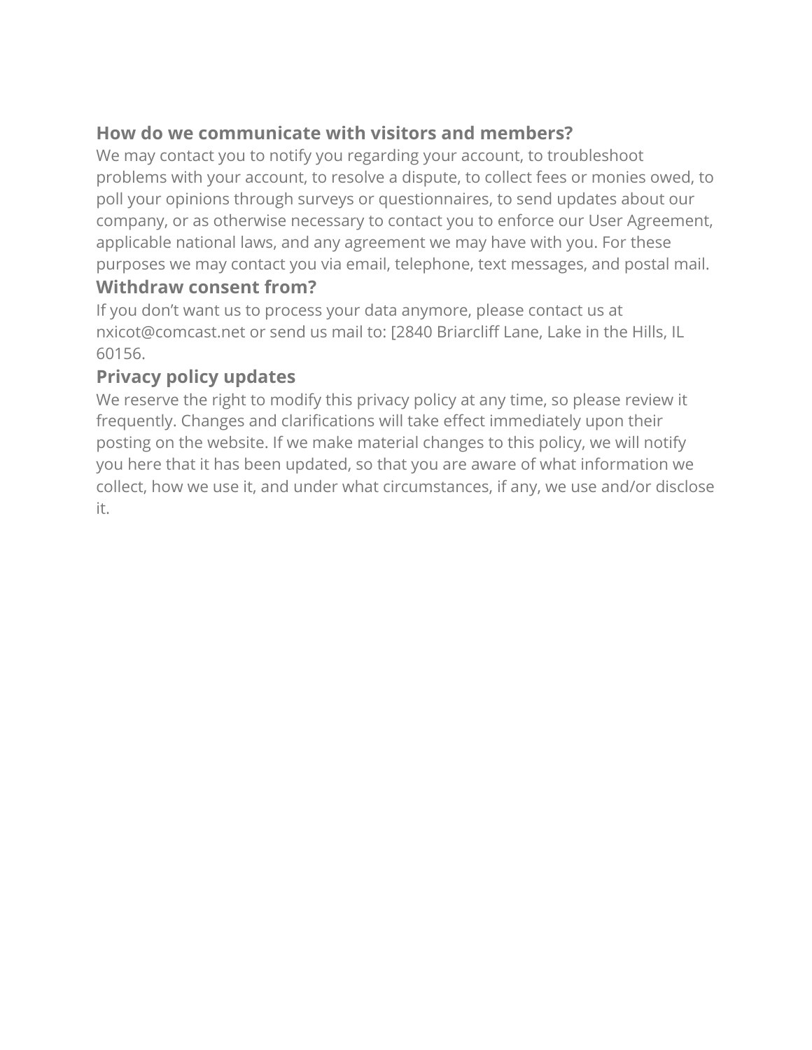## How do we communicate with visitors and members?

We may contact you to notify you regarding your account, to troubleshoot problems with your account, to resolve a dispute, to collect fees or monies owed, to poll your opinions through surveys or questionnaires, to send updates about our company, or as otherwise necessary to contact you to enforce our User Agreement, applicable national laws, and any agreement we may have with you. For these purposes we may contact you via email, telephone, text messages, and postal mail.

## Withdraw consent from?

If you don't want us to process your data anymore, please contact us at nxicot@comcast.net or send us mail to: [2840 Briarcliff Lane, Lake in the Hills, IL 60156.

## Privacy policy updates

We reserve the right to modify this privacy policy at any time, so please review it frequently. Changes and clarifications will take effect immediately upon their posting on the website. If we make material changes to this policy, we will notify you here that it has been updated, so that you are aware of what information we collect, how we use it, and under what circumstances, if any, we use and/or disclose it.